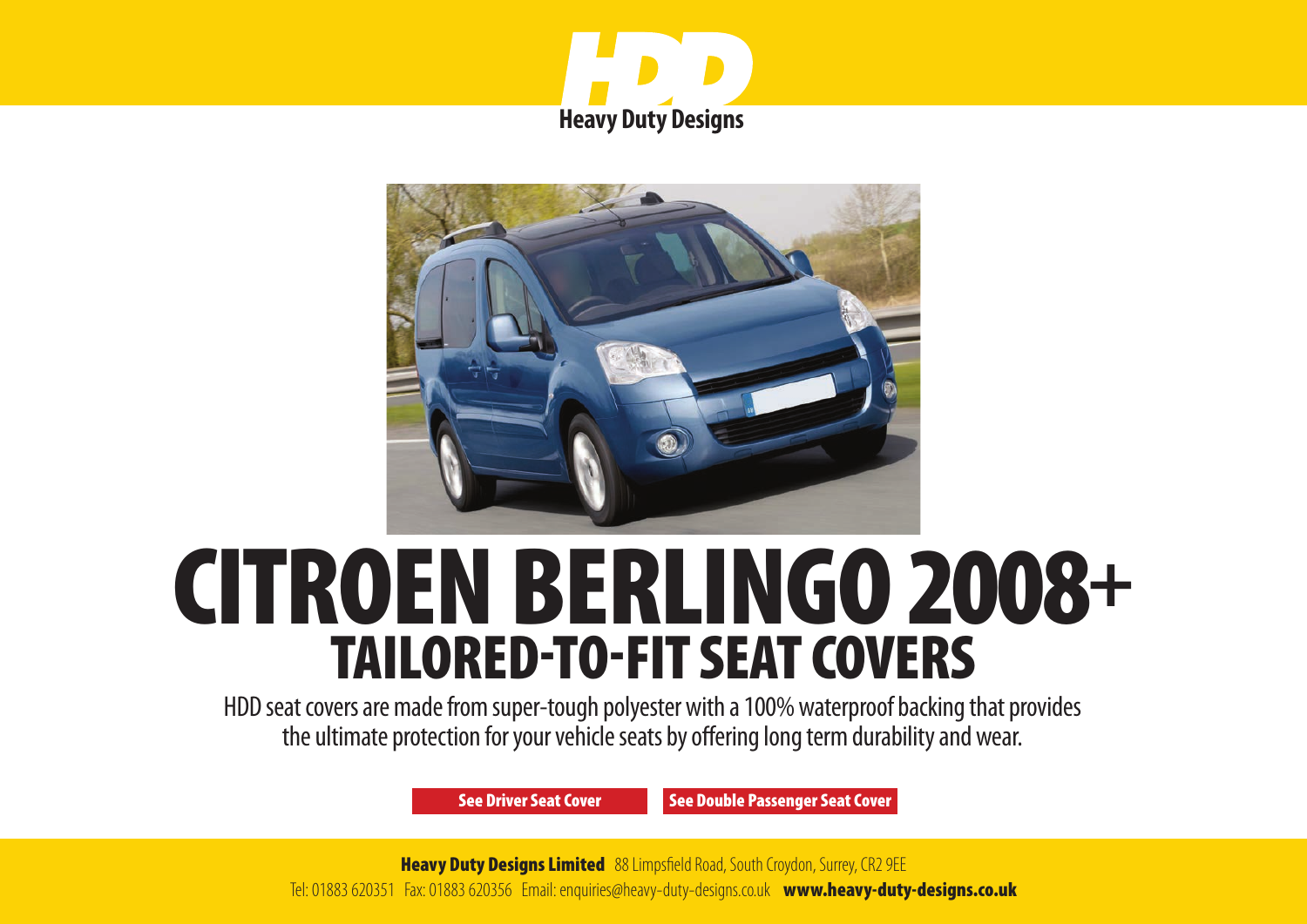# HDD

**Heavy Duty Designs**

# CITROEN BERLINGO 2008+

## TAILORED-TO-FIT SEAT COVERS

HDD seat covers are made from super-tough polyester with a 100% waterproof backing that provides the ultimate protection for your vehicle seats by offering long term durability and wear.

**See Driver Seat Cover** **See Double Passenger Seat Cover**

**Heavy Duty Designs Limited** 88 Limpsfield Road, South Croydon, Surrey, CR2 9EE

Tel: 01883 620351 Fax: 01883 620356 Email: enquiries@heavy-duty-designs.co.uk **www.heavy-duty-designs.co.uk**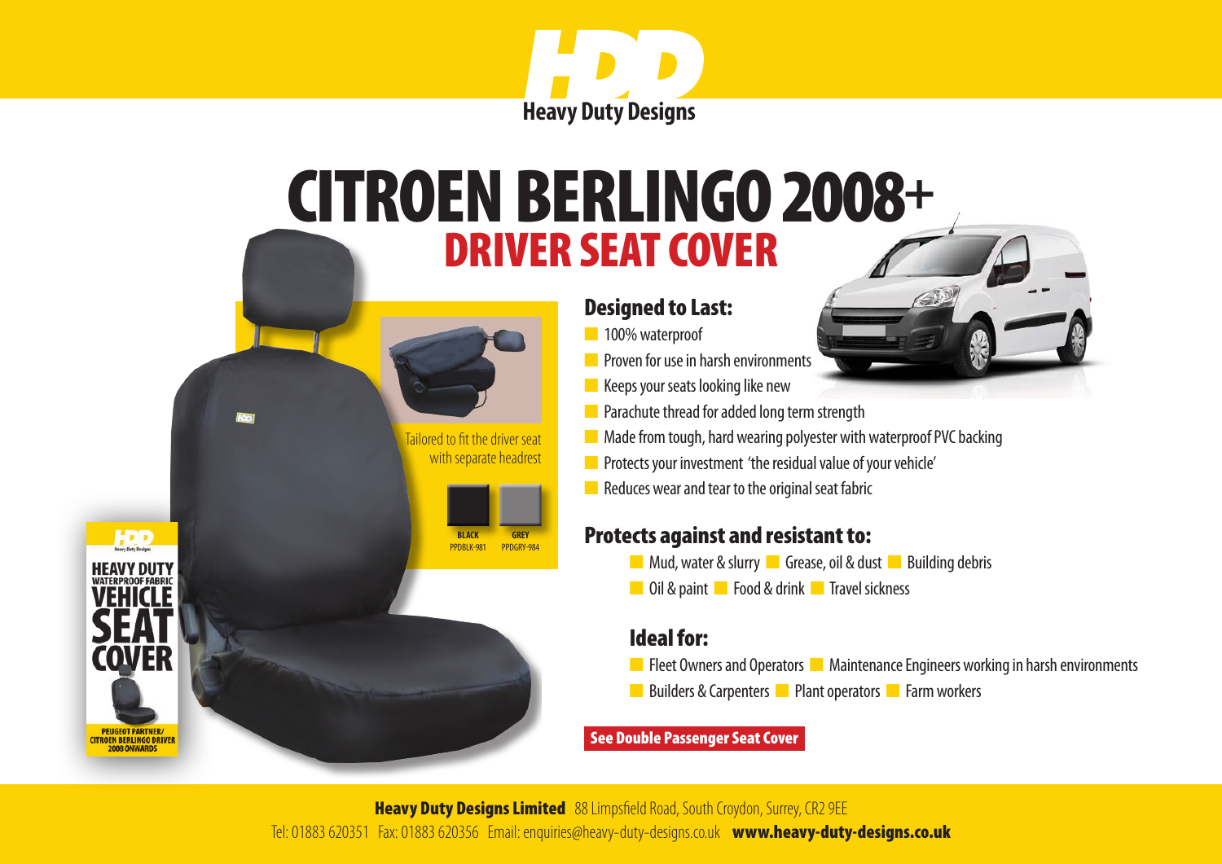# CITROEN BERLINGO 2008+

## DRIVER SEAT COVER

Tailored to fit the driver seat with separate headrest

**BLACK** PPDBLK-981 **GREY** PPDGRY-984

### Designed to Last:

- 100% waterproof
- Proven for use in harsh environments
- Keeps your seats looking like new
- Parachute thread for added long term strength
- Made from tough, hard wearing polyester with waterproof PVC backing
- Protects your investment 'the residual value of your vehicle'
- Reduces wear and tear to the original seat fabric

### Protects against and resistant to:

- Mud, water & slurry
- Grease, oil & dust
- Building debris
- Oil & paint
- Food & drink
- Travel sickness

### Ideal for:

- Fleet Owners and Operators
- Maintenance Engineers working in harsh environments
- Builders & Carpenters
- Plant operators
- Farm workers

**See Double Passenger Seat Cover**

**Heavy Duty Designs Limited** 88 Limpsfield Road, South Croydon, Surrey, CR2 9EE

Tel: 01883 620351 Fax: 01883 620356 Email: enquiries@heavy-duty-designs.co.uk **www.heavy-duty-designs.co.uk**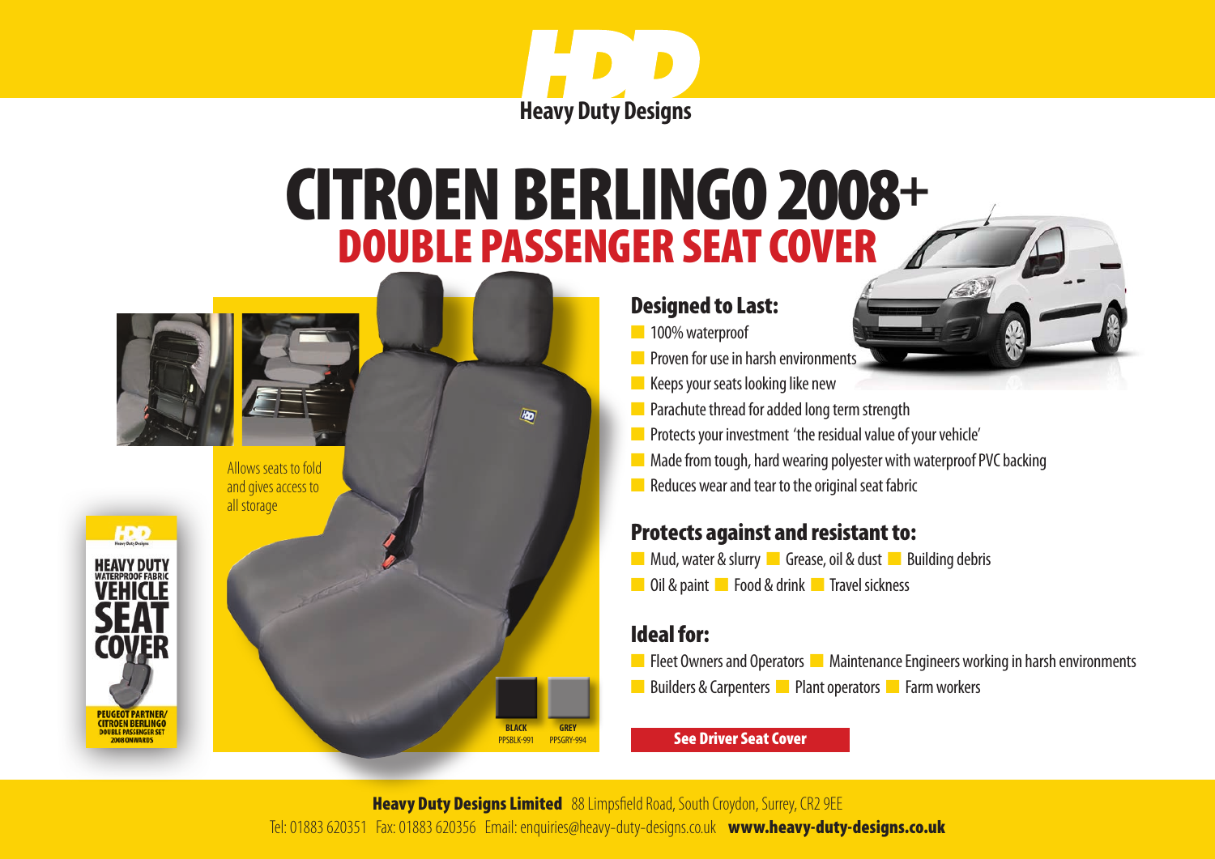# Heavy Duty Designs

# CITROEN BERLINGO 2008+

## DOUBLE PASSENGER SEAT COVER

Allows seats to fold and gives access to all storage

HEAVY DUTY WATERPROOF FABRIC VEHICLE SEAT COVER

PEUGEOT PARTNER/ CITROEN BERLINGO DOUBLE PASSENGER SET 2008 ONWARDS

BLACK PPSBLK-991

GREY PPSGRY-994

### Designed to Last:

- 100% waterproof
- Proven for use in harsh environments
- Keeps your seats looking like new
- Parachute thread for added long term strength
- Protects your investment 'the residual value of your vehicle'
- Made from tough, hard wearing polyester with waterproof PVC backing
- Reduces wear and tear to the original seat fabric

### Protects against and resistant to:

- Mud, water & slurry
- Grease, oil & dust
- Building debris
- Oil & paint
- Food & drink
- Travel sickness

### Ideal for:

- Fleet Owners and Operators
- Maintenance Engineers working in harsh environments
- Builders & Carpenters
- Plant operators
- Farm workers

See Driver Seat Cover

**Heavy Duty Designs Limited** 88 Limpsfield Road, South Croydon, Surrey, CR2 9EE

Tel: 01883 620351 Fax: 01883 620356 Email: enquiries@heavy-duty-designs.co.uk **www.heavy-duty-designs.co.uk**